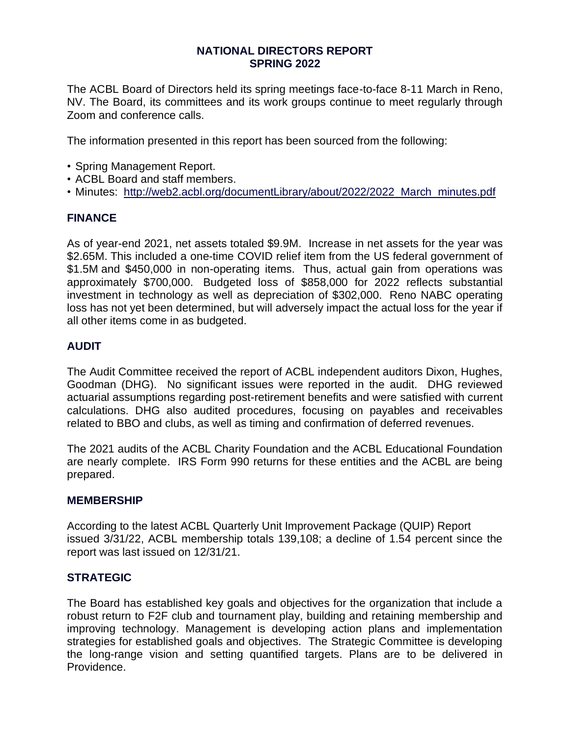# NATIONAL DIRECTORS REPORT
# SPRING 2022

The ACBL Board of Directors held its spring meetings face-to-face 8-11 March in Reno, NV. The Board, its committees and its work groups continue to meet regularly through Zoom and conference calls.

The information presented in this report has been sourced from the following:

- Spring Management Report.
- ACBL Board and staff members.
- Minutes: [http://web2.acbl.org/documentLibrary/about/2022/2022_March_minutes.pdf](http://web2.acbl.org/documentLibrary/about/2022/2022_March_minutes.pdf)

## FINANCE

As of year-end 2021, net assets totaled $9.9M. Increase in net assets for the year was $2.65M. This included a one-time COVID relief item from the US federal government of $1.5M and $450,000 in non-operating items. Thus, actual gain from operations was approximately $700,000. Budgeted loss of $858,000 for 2022 reflects substantial investment in technology as well as depreciation of $302,000. Reno NABC operating loss has not yet been determined, but will adversely impact the actual loss for the year if all other items come in as budgeted.

## AUDIT

The Audit Committee received the report of ACBL independent auditors Dixon, Hughes, Goodman (DHG). No significant issues were reported in the audit. DHG reviewed actuarial assumptions regarding post-retirement benefits and were satisfied with current calculations. DHG also audited procedures, focusing on payables and receivables related to BBO and clubs, as well as timing and confirmation of deferred revenues.

The 2021 audits of the ACBL Charity Foundation and the ACBL Educational Foundation are nearly complete. IRS Form 990 returns for these entities and the ACBL are being prepared.

## MEMBERSHIP

According to the latest ACBL Quarterly Unit Improvement Package (QUIP) Report issued 3/31/22, ACBL membership totals 139,108; a decline of 1.54 percent since the report was last issued on 12/31/21.

## STRATEGIC

The Board has established key goals and objectives for the organization that include a robust return to F2F club and tournament play, building and retaining membership and improving technology. Management is developing action plans and implementation strategies for established goals and objectives. The Strategic Committee is developing the long-range vision and setting quantified targets. Plans are to be delivered in Providence.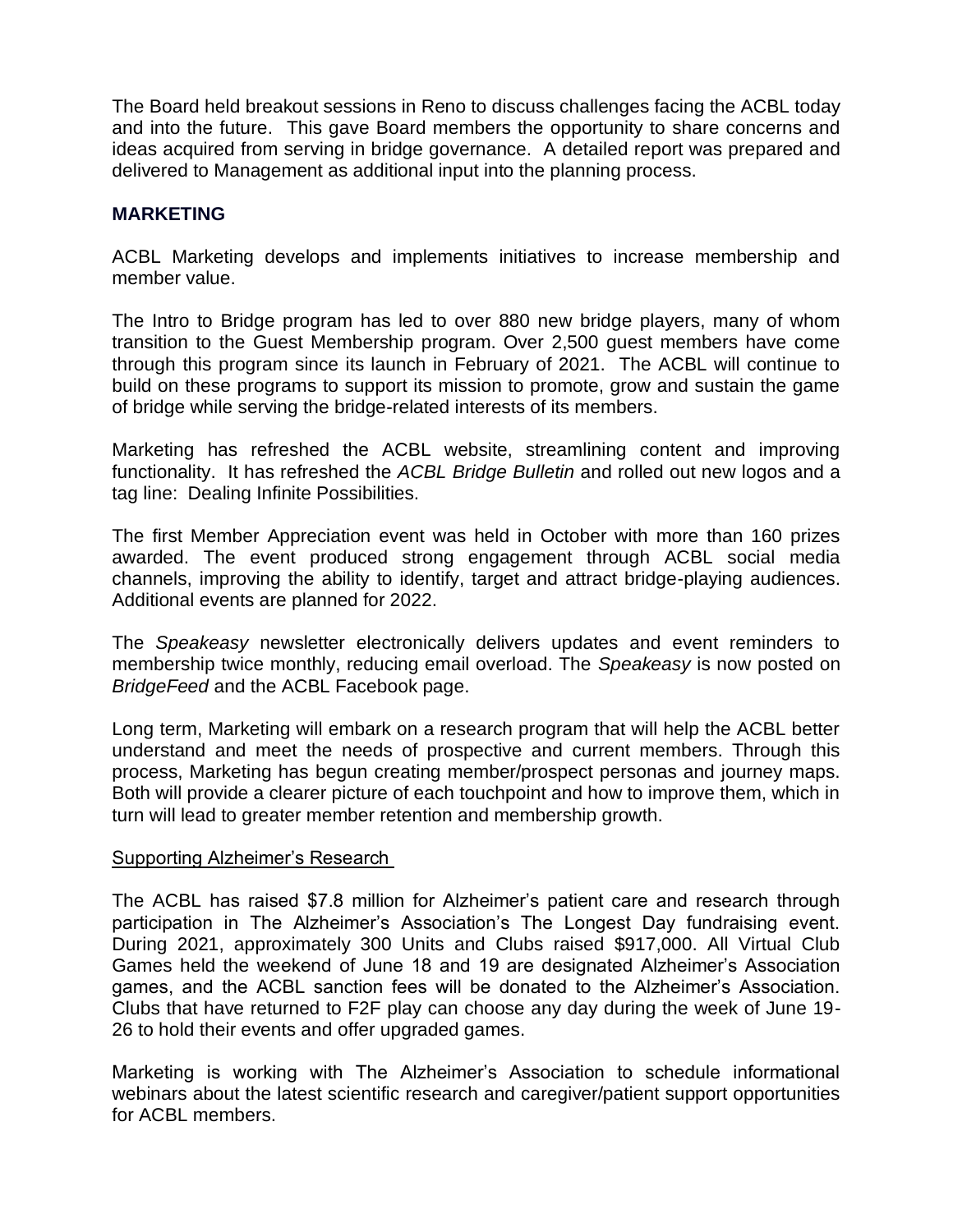The Board held breakout sessions in Reno to discuss challenges facing the ACBL today and into the future. This gave Board members the opportunity to share concerns and ideas acquired from serving in bridge governance. A detailed report was prepared and delivered to Management as additional input into the planning process.

## MARKETING

ACBL Marketing develops and implements initiatives to increase membership and member value.

The Intro to Bridge program has led to over 880 new bridge players, many of whom transition to the Guest Membership program. Over 2,500 guest members have come through this program since its launch in February of 2021. The ACBL will continue to build on these programs to support its mission to promote, grow and sustain the game of bridge while serving the bridge-related interests of its members.

Marketing has refreshed the ACBL website, streamlining content and improving functionality. It has refreshed the *ACBL Bridge Bulletin* and rolled out new logos and a tag line: Dealing Infinite Possibilities.

The first Member Appreciation event was held in October with more than 160 prizes awarded. The event produced strong engagement through ACBL social media channels, improving the ability to identify, target and attract bridge-playing audiences. Additional events are planned for 2022.

The *Speakeasy* newsletter electronically delivers updates and event reminders to membership twice monthly, reducing email overload. The *Speakeasy* is now posted on *BridgeFeed* and the ACBL Facebook page.

Long term, Marketing will embark on a research program that will help the ACBL better understand and meet the needs of prospective and current members. Through this process, Marketing has begun creating member/prospect personas and journey maps. Both will provide a clearer picture of each touchpoint and how to improve them, which in turn will lead to greater member retention and membership growth.

### Supporting Alzheimer's Research

The ACBL has raised $7.8 million for Alzheimer's patient care and research through participation in The Alzheimer's Association's The Longest Day fundraising event. During 2021, approximately 300 Units and Clubs raised $917,000. All Virtual Club Games held the weekend of June 18 and 19 are designated Alzheimer's Association games, and the ACBL sanction fees will be donated to the Alzheimer's Association. Clubs that have returned to F2F play can choose any day during the week of June 19-26 to hold their events and offer upgraded games.

Marketing is working with The Alzheimer's Association to schedule informational webinars about the latest scientific research and caregiver/patient support opportunities for ACBL members.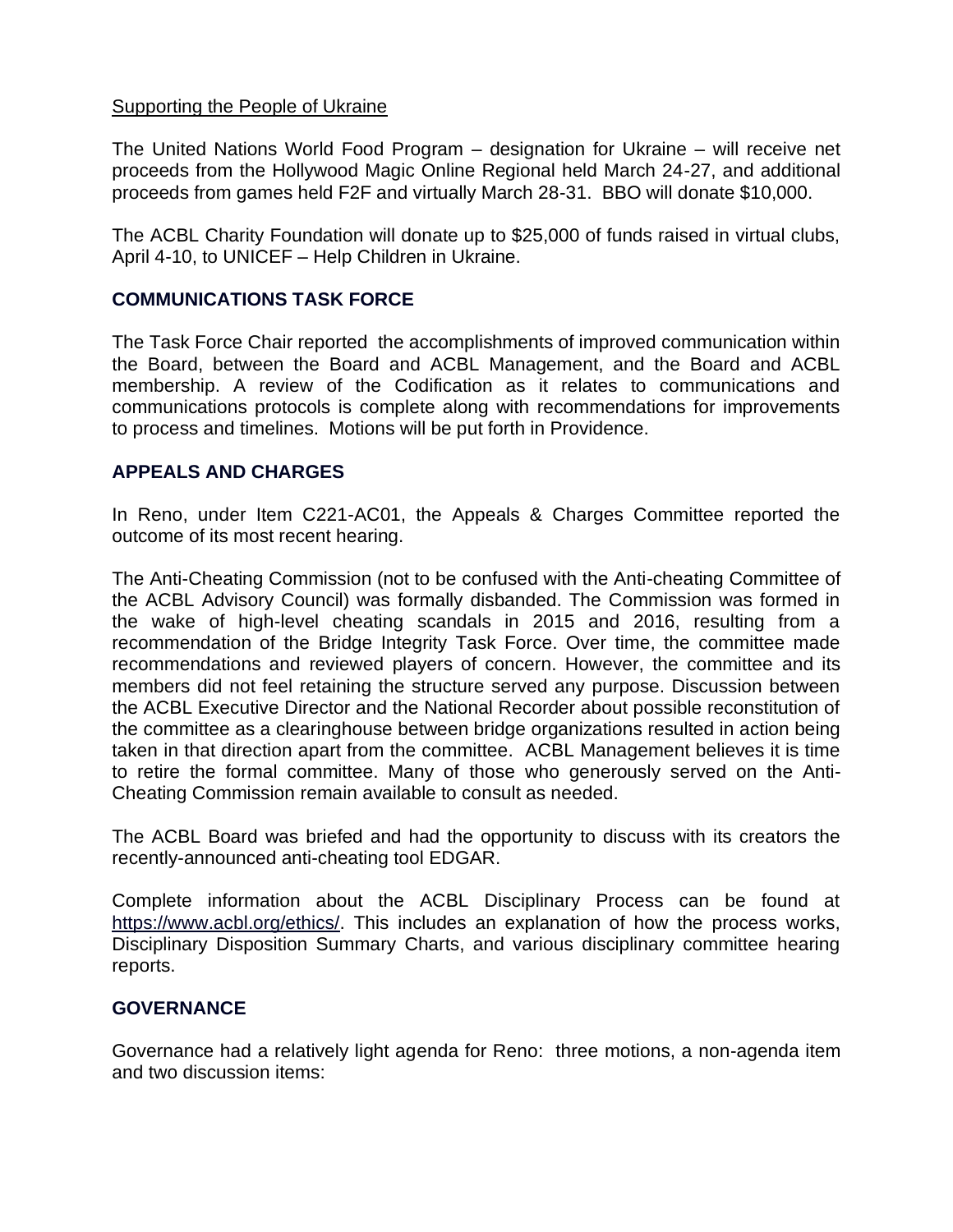Supporting the People of Ukraine

The United Nations World Food Program – designation for Ukraine – will receive net proceeds from the Hollywood Magic Online Regional held March 24-27, and additional proceeds from games held F2F and virtually March 28-31. BBO will donate $10,000.

The ACBL Charity Foundation will donate up to $25,000 of funds raised in virtual clubs, April 4-10, to UNICEF – Help Children in Ukraine.

## COMMUNICATIONS TASK FORCE

The Task Force Chair reported the accomplishments of improved communication within the Board, between the Board and ACBL Management, and the Board and ACBL membership. A review of the Codification as it relates to communications and communications protocols is complete along with recommendations for improvements to process and timelines. Motions will be put forth in Providence.

## APPEALS AND CHARGES

In Reno, under Item C221-AC01, the Appeals & Charges Committee reported the outcome of its most recent hearing.

The Anti-Cheating Commission (not to be confused with the Anti-cheating Committee of the ACBL Advisory Council) was formally disbanded. The Commission was formed in the wake of high-level cheating scandals in 2015 and 2016, resulting from a recommendation of the Bridge Integrity Task Force. Over time, the committee made recommendations and reviewed players of concern. However, the committee and its members did not feel retaining the structure served any purpose. Discussion between the ACBL Executive Director and the National Recorder about possible reconstitution of the committee as a clearinghouse between bridge organizations resulted in action being taken in that direction apart from the committee. ACBL Management believes it is time to retire the formal committee. Many of those who generously served on the Anti-Cheating Commission remain available to consult as needed.

The ACBL Board was briefed and had the opportunity to discuss with its creators the recently-announced anti-cheating tool EDGAR.

Complete information about the ACBL Disciplinary Process can be found at https://www.acbl.org/ethics/. This includes an explanation of how the process works, Disciplinary Disposition Summary Charts, and various disciplinary committee hearing reports.

## GOVERNANCE

Governance had a relatively light agenda for Reno: three motions, a non-agenda item and two discussion items: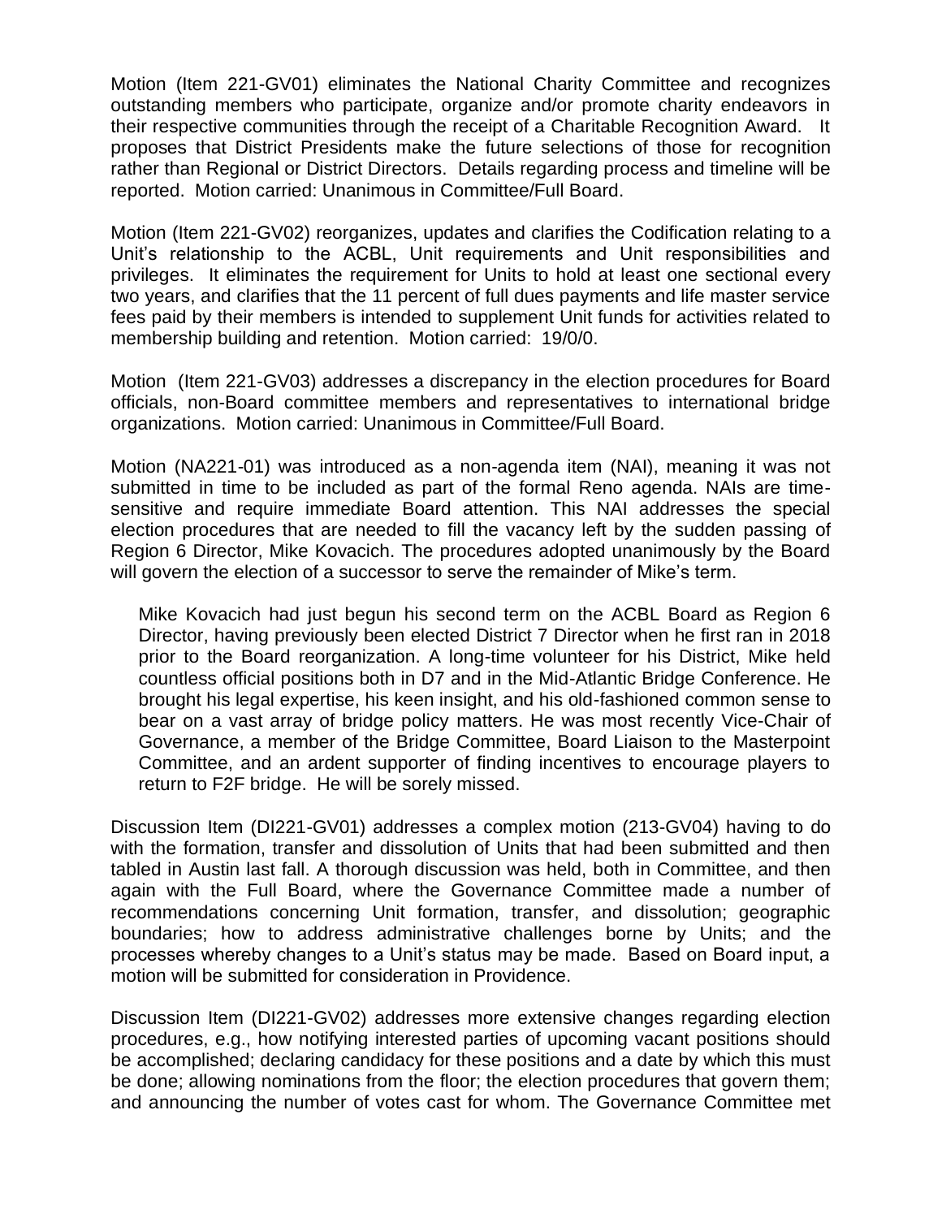Motion (Item 221-GV01) eliminates the National Charity Committee and recognizes outstanding members who participate, organize and/or promote charity endeavors in their respective communities through the receipt of a Charitable Recognition Award. It proposes that District Presidents make the future selections of those for recognition rather than Regional or District Directors. Details regarding process and timeline will be reported. Motion carried: Unanimous in Committee/Full Board.

Motion (Item 221-GV02) reorganizes, updates and clarifies the Codification relating to a Unit's relationship to the ACBL, Unit requirements and Unit responsibilities and privileges. It eliminates the requirement for Units to hold at least one sectional every two years, and clarifies that the 11 percent of full dues payments and life master service fees paid by their members is intended to supplement Unit funds for activities related to membership building and retention. Motion carried: 19/0/0.

Motion (Item 221-GV03) addresses a discrepancy in the election procedures for Board officials, non-Board committee members and representatives to international bridge organizations. Motion carried: Unanimous in Committee/Full Board.

Motion (NA221-01) was introduced as a non-agenda item (NAI), meaning it was not submitted in time to be included as part of the formal Reno agenda. NAIs are time-sensitive and require immediate Board attention. This NAI addresses the special election procedures that are needed to fill the vacancy left by the sudden passing of Region 6 Director, Mike Kovacich. The procedures adopted unanimously by the Board will govern the election of a successor to serve the remainder of Mike's term.

> Mike Kovacich had just begun his second term on the ACBL Board as Region 6 Director, having previously been elected District 7 Director when he first ran in 2018 prior to the Board reorganization. A long-time volunteer for his District, Mike held countless official positions both in D7 and in the Mid-Atlantic Bridge Conference. He brought his legal expertise, his keen insight, and his old-fashioned common sense to bear on a vast array of bridge policy matters. He was most recently Vice-Chair of Governance, a member of the Bridge Committee, Board Liaison to the Masterpoint Committee, and an ardent supporter of finding incentives to encourage players to return to F2F bridge. He will be sorely missed.

Discussion Item (DI221-GV01) addresses a complex motion (213-GV04) having to do with the formation, transfer and dissolution of Units that had been submitted and then tabled in Austin last fall. A thorough discussion was held, both in Committee, and then again with the Full Board, where the Governance Committee made a number of recommendations concerning Unit formation, transfer, and dissolution; geographic boundaries; how to address administrative challenges borne by Units; and the processes whereby changes to a Unit's status may be made. Based on Board input, a motion will be submitted for consideration in Providence.

Discussion Item (DI221-GV02) addresses more extensive changes regarding election procedures, e.g., how notifying interested parties of upcoming vacant positions should be accomplished; declaring candidacy for these positions and a date by which this must be done; allowing nominations from the floor; the election procedures that govern them; and announcing the number of votes cast for whom. The Governance Committee met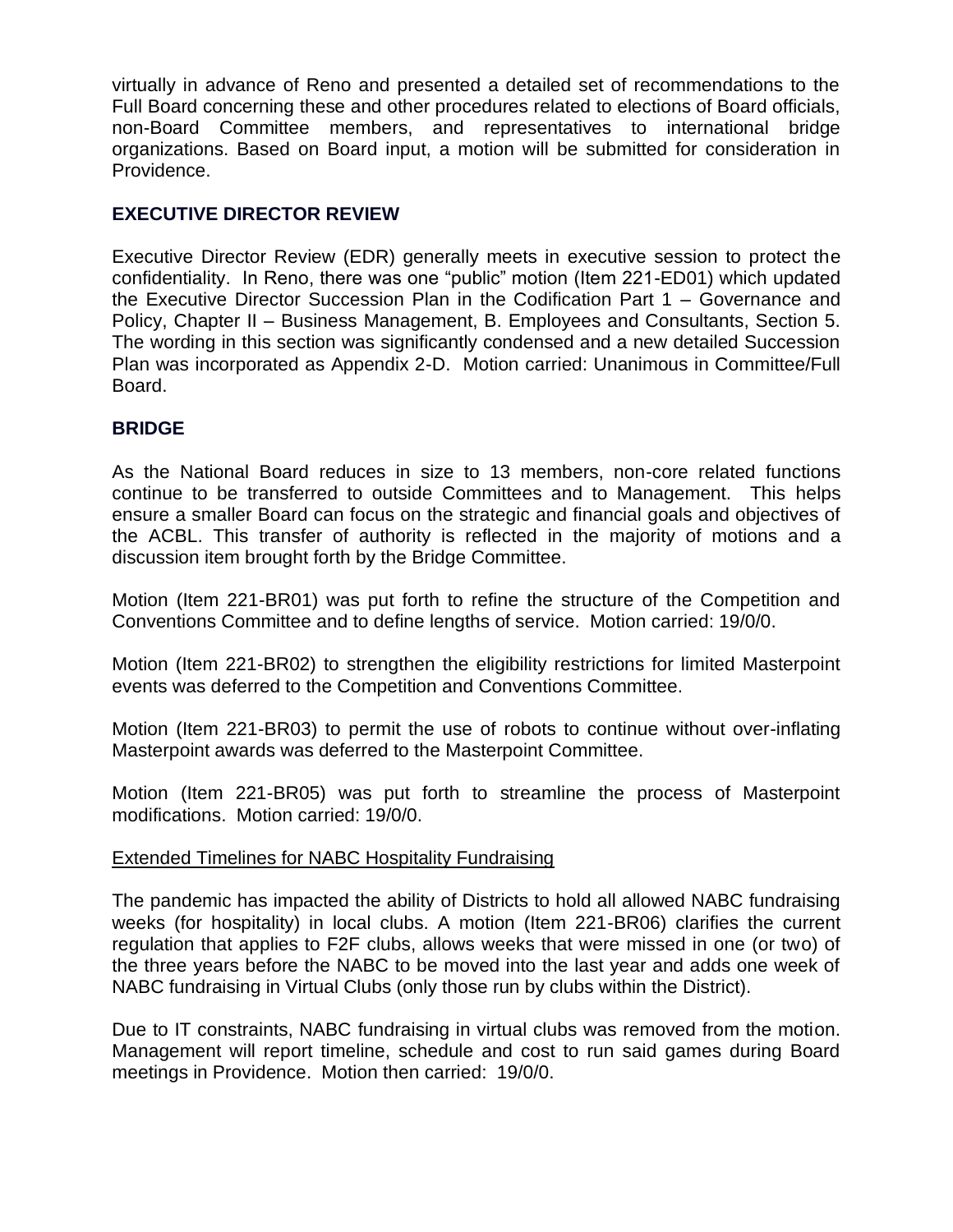virtually in advance of Reno and presented a detailed set of recommendations to the Full Board concerning these and other procedures related to elections of Board officials, non-Board Committee members, and representatives to international bridge organizations. Based on Board input, a motion will be submitted for consideration in Providence.

## EXECUTIVE DIRECTOR REVIEW

Executive Director Review (EDR) generally meets in executive session to protect the confidentiality. In Reno, there was one "public" motion (Item 221-ED01) which updated the Executive Director Succession Plan in the Codification Part 1 – Governance and Policy, Chapter II – Business Management, B. Employees and Consultants, Section 5. The wording in this section was significantly condensed and a new detailed Succession Plan was incorporated as Appendix 2-D. Motion carried: Unanimous in Committee/Full Board.

## BRIDGE

As the National Board reduces in size to 13 members, non-core related functions continue to be transferred to outside Committees and to Management. This helps ensure a smaller Board can focus on the strategic and financial goals and objectives of the ACBL. This transfer of authority is reflected in the majority of motions and a discussion item brought forth by the Bridge Committee.

Motion (Item 221-BR01) was put forth to refine the structure of the Competition and Conventions Committee and to define lengths of service. Motion carried: 19/0/0.

Motion (Item 221-BR02) to strengthen the eligibility restrictions for limited Masterpoint events was deferred to the Competition and Conventions Committee.

Motion (Item 221-BR03) to permit the use of robots to continue without over-inflating Masterpoint awards was deferred to the Masterpoint Committee.

Motion (Item 221-BR05) was put forth to streamline the process of Masterpoint modifications. Motion carried: 19/0/0.

<u>Extended Timelines for NABC Hospitality Fundraising</u>

The pandemic has impacted the ability of Districts to hold all allowed NABC fundraising weeks (for hospitality) in local clubs. A motion (Item 221-BR06) clarifies the current regulation that applies to F2F clubs, allows weeks that were missed in one (or two) of the three years before the NABC to be moved into the last year and adds one week of NABC fundraising in Virtual Clubs (only those run by clubs within the District).

Due to IT constraints, NABC fundraising in virtual clubs was removed from the motion. Management will report timeline, schedule and cost to run said games during Board meetings in Providence. Motion then carried: 19/0/0.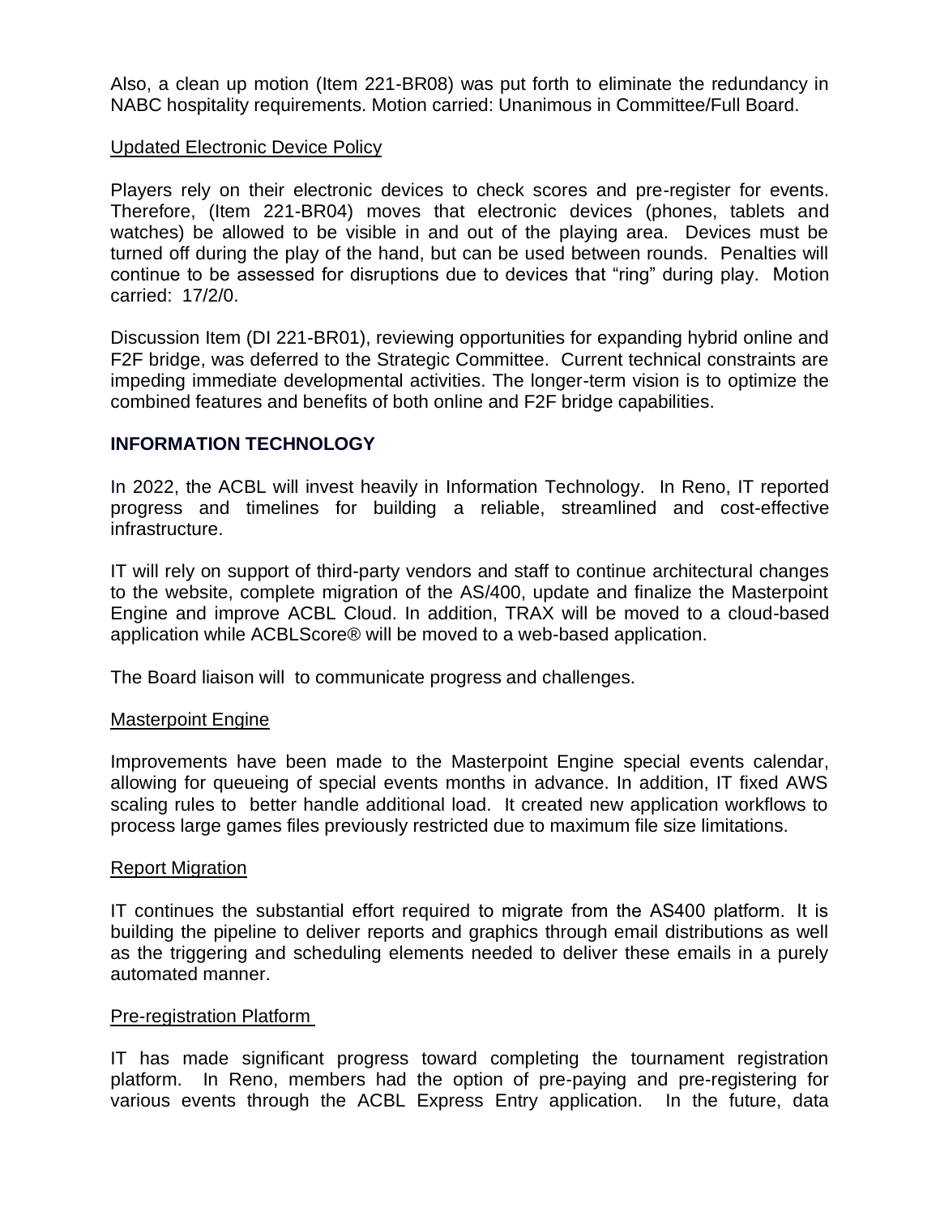Also, a clean up motion (Item 221-BR08) was put forth to eliminate the redundancy in NABC hospitality requirements. Motion carried: Unanimous in Committee/Full Board.

Updated Electronic Device Policy

Players rely on their electronic devices to check scores and pre-register for events. Therefore, (Item 221-BR04) moves that electronic devices (phones, tablets and watches) be allowed to be visible in and out of the playing area. Devices must be turned off during the play of the hand, but can be used between rounds. Penalties will continue to be assessed for disruptions due to devices that "ring" during play. Motion carried: 17/2/0.

Discussion Item (DI 221-BR01), reviewing opportunities for expanding hybrid online and F2F bridge, was deferred to the Strategic Committee. Current technical constraints are impeding immediate developmental activities. The longer-term vision is to optimize the combined features and benefits of both online and F2F bridge capabilities.

## INFORMATION TECHNOLOGY

In 2022, the ACBL will invest heavily in Information Technology. In Reno, IT reported progress and timelines for building a reliable, streamlined and cost-effective infrastructure.

IT will rely on support of third-party vendors and staff to continue architectural changes to the website, complete migration of the AS/400, update and finalize the Masterpoint Engine and improve ACBL Cloud. In addition, TRAX will be moved to a cloud-based application while ACBLScore® will be moved to a web-based application.

The Board liaison will to communicate progress and challenges.

Masterpoint Engine

Improvements have been made to the Masterpoint Engine special events calendar, allowing for queueing of special events months in advance. In addition, IT fixed AWS scaling rules to better handle additional load. It created new application workflows to process large games files previously restricted due to maximum file size limitations.

Report Migration

IT continues the substantial effort required to migrate from the AS400 platform. It is building the pipeline to deliver reports and graphics through email distributions as well as the triggering and scheduling elements needed to deliver these emails in a purely automated manner.

Pre-registration Platform

IT has made significant progress toward completing the tournament registration platform. In Reno, members had the option of pre-paying and pre-registering for various events through the ACBL Express Entry application. In the future, data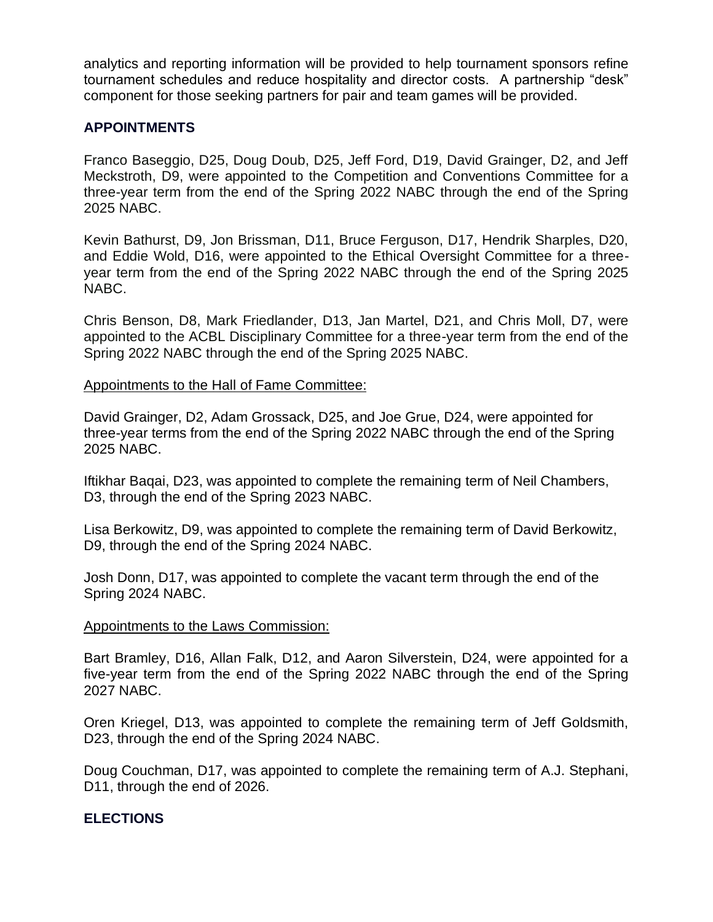analytics and reporting information will be provided to help tournament sponsors refine tournament schedules and reduce hospitality and director costs. A partnership "desk" component for those seeking partners for pair and team games will be provided.

## APPOINTMENTS

Franco Baseggio, D25, Doug Doub, D25, Jeff Ford, D19, David Grainger, D2, and Jeff Meckstroth, D9, were appointed to the Competition and Conventions Committee for a three-year term from the end of the Spring 2022 NABC through the end of the Spring 2025 NABC.

Kevin Bathurst, D9, Jon Brissman, D11, Bruce Ferguson, D17, Hendrik Sharples, D20, and Eddie Wold, D16, were appointed to the Ethical Oversight Committee for a three-year term from the end of the Spring 2022 NABC through the end of the Spring 2025 NABC.

Chris Benson, D8, Mark Friedlander, D13, Jan Martel, D21, and Chris Moll, D7, were appointed to the ACBL Disciplinary Committee for a three-year term from the end of the Spring 2022 NABC through the end of the Spring 2025 NABC.

Appointments to the Hall of Fame Committee:

David Grainger, D2, Adam Grossack, D25, and Joe Grue, D24, were appointed for three-year terms from the end of the Spring 2022 NABC through the end of the Spring 2025 NABC.

Iftikhar Baqai, D23, was appointed to complete the remaining term of Neil Chambers, D3, through the end of the Spring 2023 NABC.

Lisa Berkowitz, D9, was appointed to complete the remaining term of David Berkowitz, D9, through the end of the Spring 2024 NABC.

Josh Donn, D17, was appointed to complete the vacant term through the end of the Spring 2024 NABC.

Appointments to the Laws Commission:

Bart Bramley, D16, Allan Falk, D12, and Aaron Silverstein, D24, were appointed for a five-year term from the end of the Spring 2022 NABC through the end of the Spring 2027 NABC.

Oren Kriegel, D13, was appointed to complete the remaining term of Jeff Goldsmith, D23, through the end of the Spring 2024 NABC.

Doug Couchman, D17, was appointed to complete the remaining term of A.J. Stephani, D11, through the end of 2026.

## ELECTIONS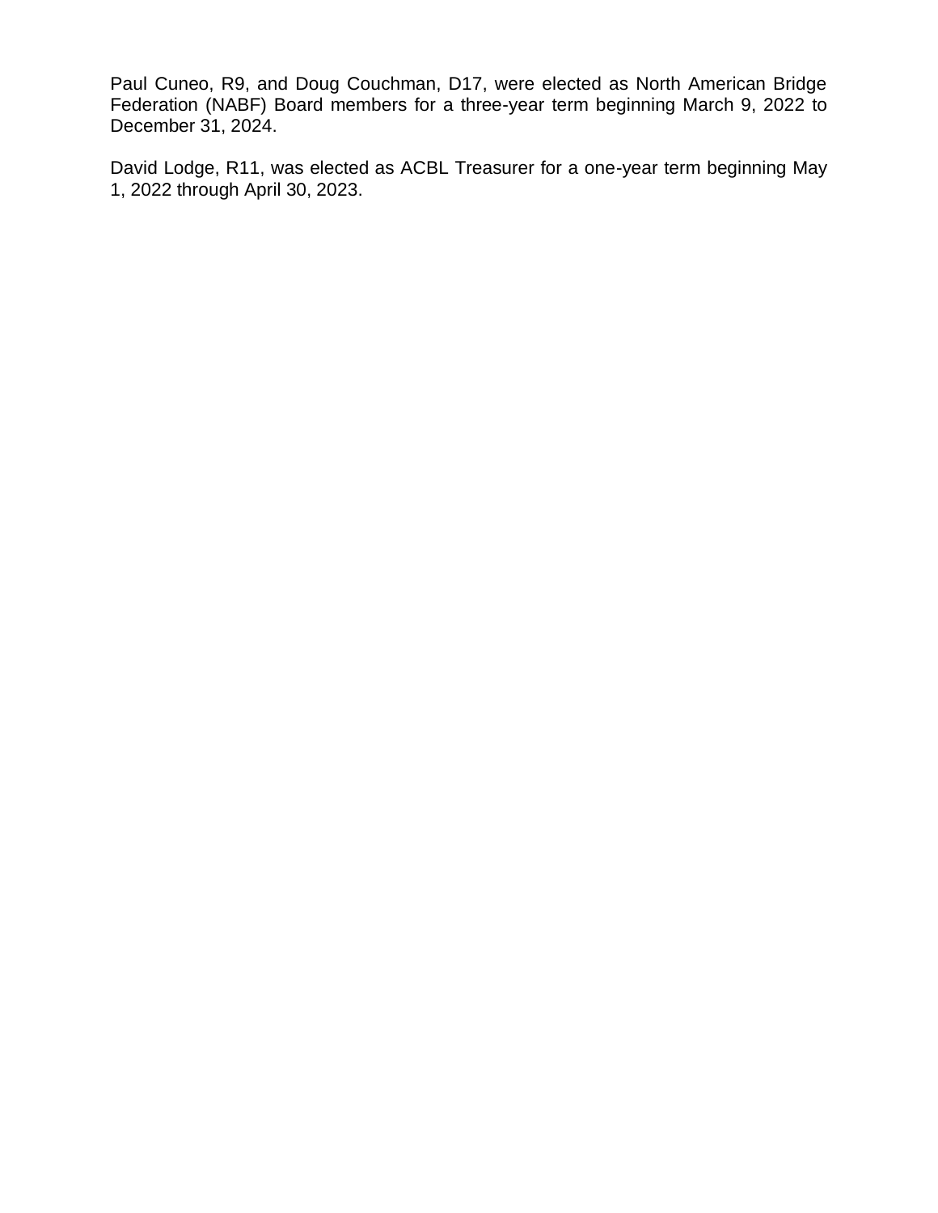Paul Cuneo, R9, and Doug Couchman, D17, were elected as North American Bridge Federation (NABF) Board members for a three-year term beginning March 9, 2022 to December 31, 2024.

David Lodge, R11, was elected as ACBL Treasurer for a one-year term beginning May 1, 2022 through April 30, 2023.